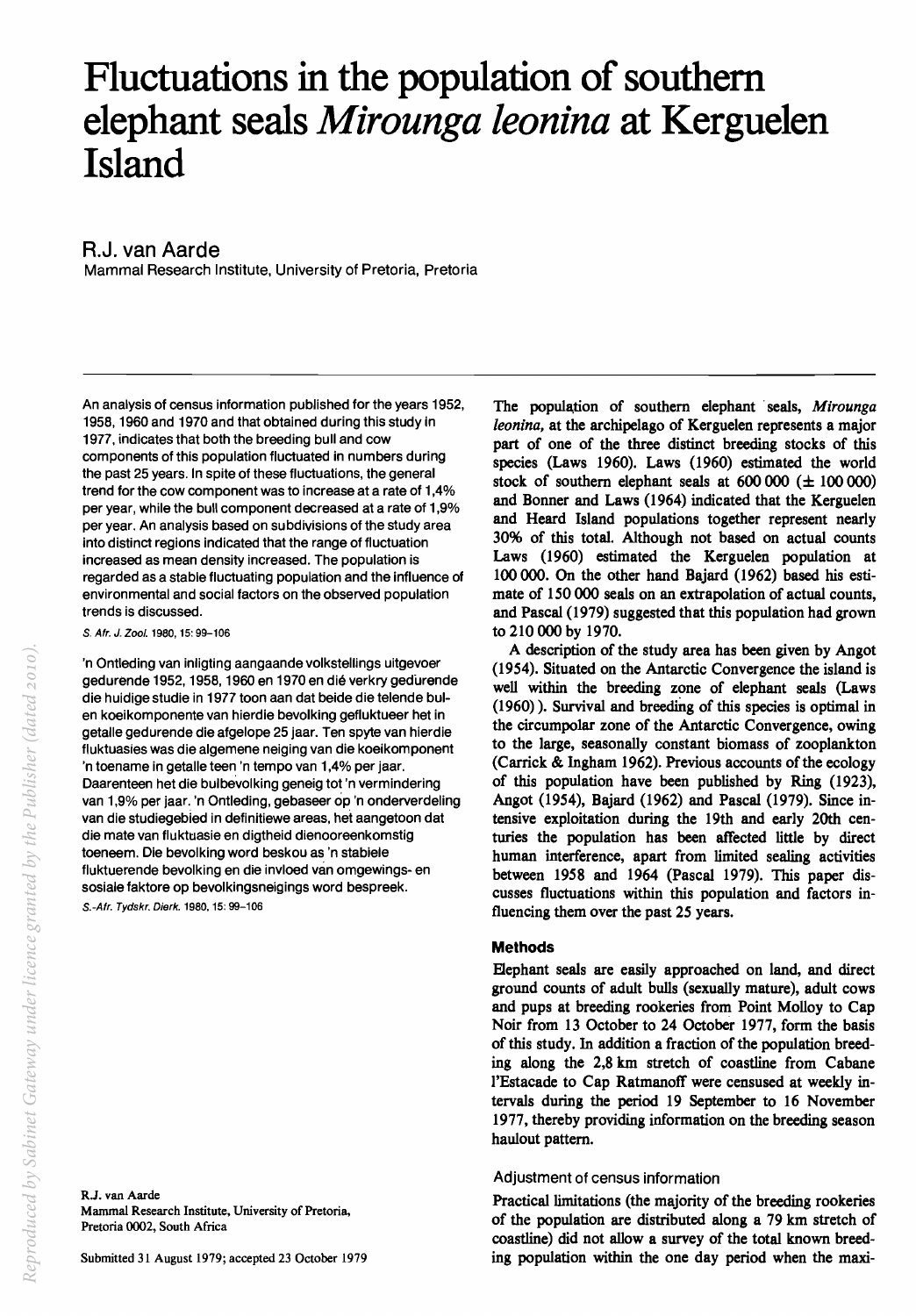# Fluctuations in the population of southern elephant seals *Mirounga leonina* at Kerguelen Island

## R.J. van Aarde

Mammal Research Institute, University of Pretoria, Pretoria

An analysis of census information published for the years 1952, 1958, 1960 and 1970 and that obtained during this study in 1977, indicates that both the breeding bull and cow components of this population fluctuated in numbers during the past 25 years. In spite of these fluctuations, the general trend for the cow component was to increase at a rate of 1,4% per year, while the bull component decreased at a rate of 1,9% per year. An analysis based on subdivisions of the study area into distinct regions indicated that the range of fluctuation increased as mean density increased. The population is regarded as a stable fluctuating population and the influence of environmental and social factors on the observed population trends is discussed.

S. Afr. J. Zool. 1980, 15: 99–106

'n Ontleding van inligting aangaande volkstellings uitgevoer gedurende 1952, 1958, 1960 en 1970 en dié verkry gedurende die huidige studie in 1977 toon aan dat beide die telende bul- en koeikomponente van hierdie bevolking gefluktueer het in getalle gedurende die afgelope 25 jaar. Ten spyte van hierdie fluktuasies was die algemene neiging van die koeikomponent 'n toename in getalle teen 'n tempo van 1,4% per jaar. Daarenteen het die bulbevolking geneig tot 'n vermindering van 1,9% per jaar. 'n Ontleding, gebaseer op 'n onderverdeling van die studiegebied in definitiewe areas, het aangetoon dat die mate van fluktuasie en digtheid dienooreenkomstig toeneem. Die bevolking word beskou as 'n stabiele fluktuerende bevolking en die invloed van omgewings- en sosiale faktore op bevolkingsneigings word bespreek.

S.-Afr. Tydskr. Dierk. 1980, 15: 99–106

R.J. van Aarde
Mammal Research Institute, University of Pretoria,
Pretoria 0002, South Africa

Submitted 31 August 1979; accepted 23 October 1979

The population of southern elephant seals, *Mirounga leonina*, at the archipelago of Kerguelen represents a major part of one of the three distinct breeding stocks of this species (Laws 1960). Laws (1960) estimated the world stock of southern elephant seals at 600 000 (± 100 000) and Bonner and Laws (1964) indicated that the Kerguelen and Heard Island populations together represent nearly 30% of this total. Although not based on actual counts Laws (1960) estimated the Kerguelen population at 100 000. On the other hand Bajard (1962) based his estimate of 150 000 seals on an extrapolation of actual counts, and Pascal (1979) suggested that this population had grown to 210 000 by 1970.

A description of the study area has been given by Angot (1954). Situated on the Antarctic Convergence the island is well within the breeding zone of elephant seals (Laws (1960)). Survival and breeding of this species is optimal in the circumpolar zone of the Antarctic Convergence, owing to the large, seasonally constant biomass of zooplankton (Carrick & Ingham 1962). Previous accounts of the ecology of this population have been published by Ring (1923), Angot (1954), Bajard (1962) and Pascal (1979). Since intensive exploitation during the 19th and early 20th centuries the population has been affected little by direct human interference, apart from limited sealing activities between 1958 and 1964 (Pascal 1979). This paper discusses fluctuations within this population and factors influencing them over the past 25 years.

### Methods

Elephant seals are easily approached on land, and direct ground counts of adult bulls (sexually mature), adult cows and pups at breeding rookeries from Point Molloy to Cap Noir from 13 October to 24 October 1977, form the basis of this study. In addition a fraction of the population breeding along the 2,8 km stretch of coastline from Cabane l'Estacade to Cap Ratmanoff were censused at weekly intervals during the period 19 September to 16 November 1977, thereby providing information on the breeding season haulout pattern.

#### Adjustment of census information

Practical limitations (the majority of the breeding rookeries of the population are distributed along a 79 km stretch of coastline) did not allow a survey of the total known breeding population within the one day period when the maxi-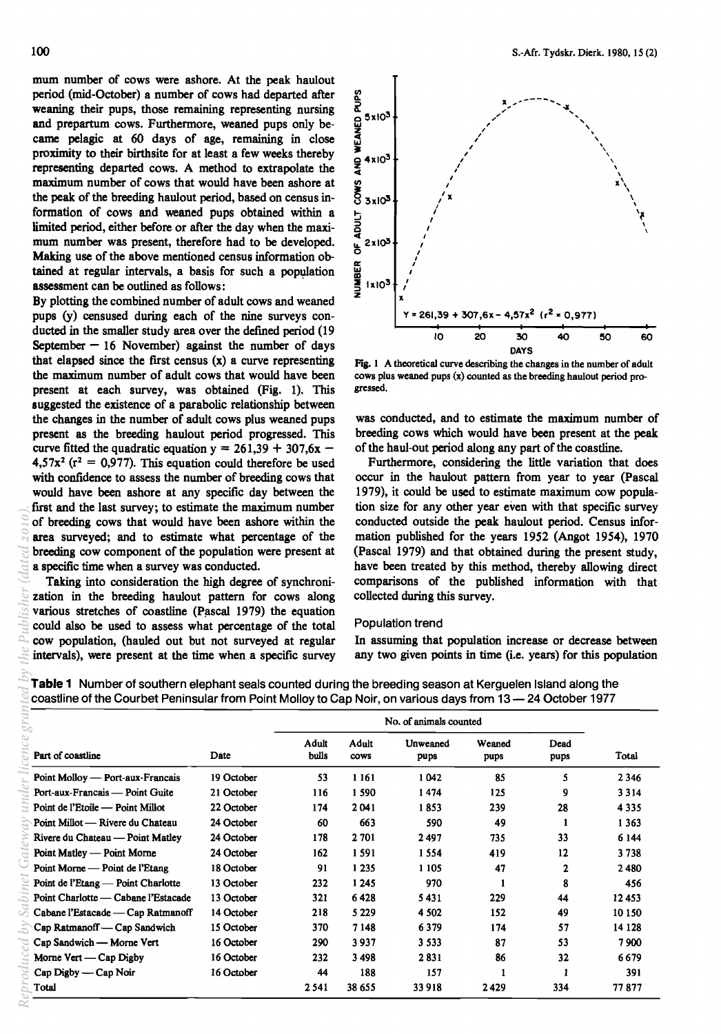mum number of cows were ashore. At the peak haulout period (mid-October) a number of cows had departed after weaning their pups, those remaining representing nursing and prepartum cows. Furthermore, weaned pups only became pelagic at 60 days of age, remaining in close proximity to their birthsite for at least a few weeks thereby representing departed cows. A method to extrapolate the maximum number of cows that would have been ashore at the peak of the breeding haulout period, based on census information of cows and weaned pups obtained within a limited period, either before or after the day when the maximum number was present, therefore had to be developed. Making use of the above mentioned census information obtained at regular intervals, a basis for such a population assessment can be outlined as follows:

By plotting the combined number of adult cows and weaned pups (y) censused during each of the nine surveys conducted in the smaller study area over the defined period (19 September — 16 November) against the number of days that elapsed since the first census (x) a curve representing the maximum number of adult cows that would have been present at each survey, was obtained (Fig. 1). This suggested the existence of a parabolic relationship between the changes in the number of adult cows plus weaned pups present as the breeding haulout period progressed. This curve fitted the quadratic equation $y = 261{,}39 + 307{,}6x - 4{,}57x^2$ ($r^2 = 0{,}977$). This equation could therefore be used with confidence to assess the number of breeding cows that would have been ashore at any specific day between the first and the last survey; to estimate the maximum number of breeding cows that would have been ashore within the area surveyed; and to estimate what percentage of the breeding cow component of the population were present at a specific time when a survey was conducted.

Taking into consideration the high degree of synchronization in the breeding haulout pattern for cows along various stretches of coastline (Pascal 1979) the equation could also be used to assess what percentage of the total cow population, (hauled out but not surveyed at regular intervals), were present at the time when a specific survey was conducted, and to estimate the maximum number of breeding cows which would have been present at the peak of the haul-out period along any part of the coastline.

**Fig. 1** A theoretical curve describing the changes in the number of adult cows plus weaned pups (x) counted as the breeding haulout period progressed.

Furthermore, considering the little variation that does occur in the haulout pattern from year to year (Pascal 1979), it could be used to estimate maximum cow population size for any other year even with that specific survey conducted outside the peak haulout period. Census information published for the years 1952 (Angot 1954), 1970 (Pascal 1979) and that obtained during the present study, have been treated by this method, thereby allowing direct comparisons of the published information with that collected during this survey.

### Population trend

In assuming that population increase or decrease between any two given points in time (i.e. years) for this population

**Table 1** Number of southern elephant seals counted during the breeding season at Kerguelen Island along the coastline of the Courbet Peninsular from Point Molloy to Cap Noir, on various days from 13 — 24 October 1977

| | | No. of animals counted | | | | | |
|---|---|---|---|---|---|---|---|
| Part of coastline | Date | Adult bulls | Adult cows | Unweaned pups | Weaned pups | Dead pups | Total |
| Point Molloy — Port-aux-Francais | 19 October | 53 | 1 161 | 1 042 | 85 | 5 | 2 346 |
| Port-aux-Francais — Point Guite | 21 October | 116 | 1 590 | 1 474 | 125 | 9 | 3 314 |
| Point de l'Etoile — Point Millot | 22 October | 174 | 2 041 | 1 853 | 239 | 28 | 4 335 |
| Point Millot — Rivere du Chateau | 24 October | 60 | 663 | 590 | 49 | 1 | 1 363 |
| Rivere du Chateau — Point Matley | 24 October | 178 | 2 701 | 2 497 | 735 | 33 | 6 144 |
| Point Matley — Point Morne | 24 October | 162 | 1 591 | 1 554 | 419 | 12 | 3 738 |
| Point Morne — Point de l'Etang | 18 October | 91 | 1 235 | 1 105 | 47 | 2 | 2 480 |
| Point de l'Etang — Point Charlotte | 13 October | 232 | 1 245 | 970 | 1 | 8 | 456 |
| Point Charlotte — Cabane l'Estacade | 13 October | 321 | 6 428 | 5 431 | 229 | 44 | 12 453 |
| Cabane l'Estacade — Cap Ratmanoff | 14 October | 218 | 5 229 | 4 502 | 152 | 49 | 10 150 |
| Cap Ratmanoff — Cap Sandwich | 15 October | 370 | 7 148 | 6 379 | 174 | 57 | 14 128 |
| Cap Sandwich — Morne Vert | 16 October | 290 | 3 937 | 3 533 | 87 | 53 | 7 900 |
| Morne Vert — Cap Digby | 16 October | 232 | 3 498 | 2 831 | 86 | 32 | 6 679 |
| Cap Digby — Cap Noir | 16 October | 44 | 188 | 157 | 1 | 1 | 391 |
| Total | | 2 541 | 38 655 | 33 918 | 2 429 | 334 | 77 877 |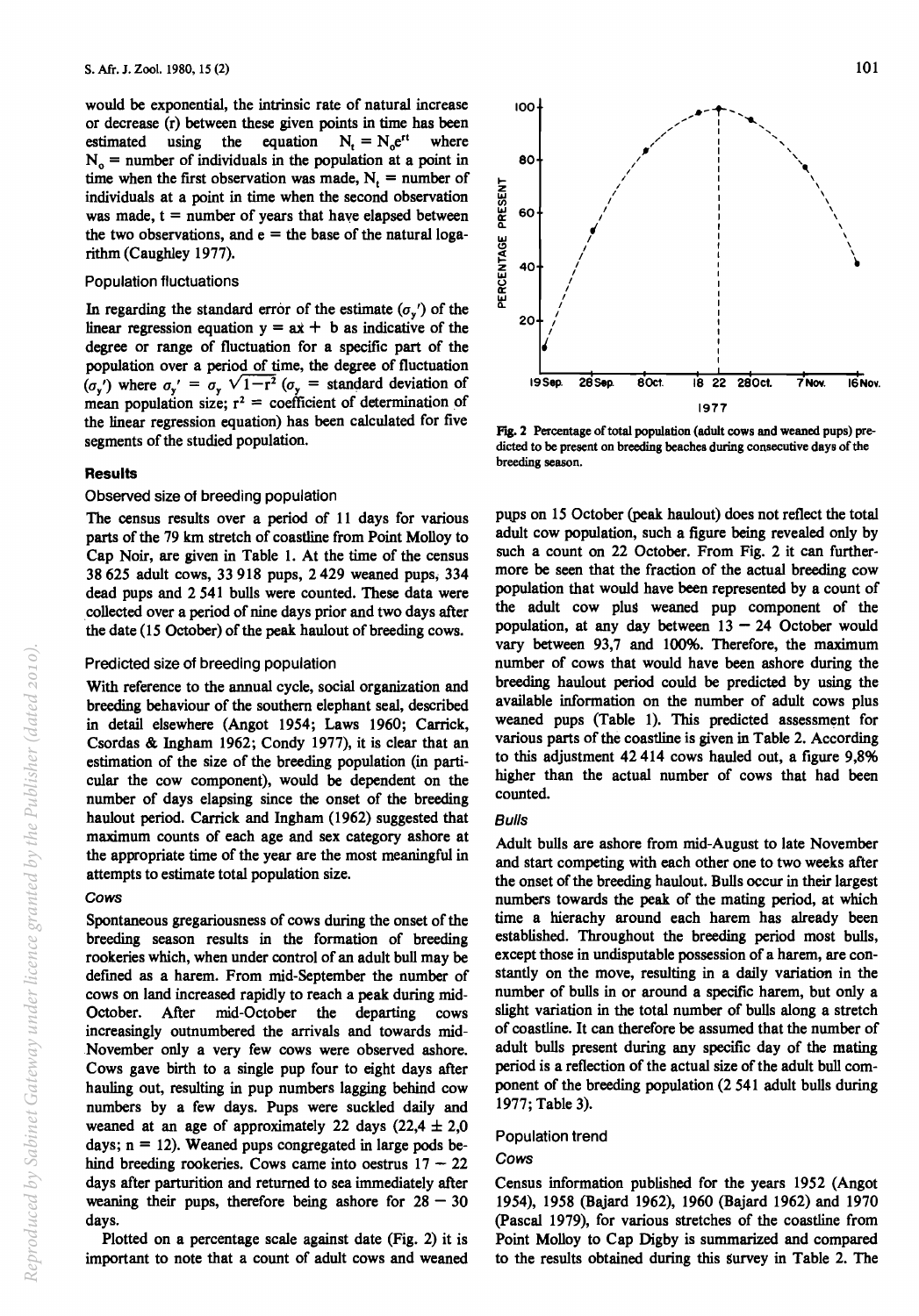would be exponential, the intrinsic rate of natural increase or decrease (r) between these given points in time has been estimated using the equation $N_t = N_o e^{rt}$ where $N_o$ = number of individuals in the population at a point in time when the first observation was made, $N_t$ = number of individuals at a point in time when the second observation was made, t = number of years that have elapsed between the two observations, and e = the base of the natural logarithm (Caughley 1977).

### Population fluctuations

In regarding the standard error of the estimate ($\sigma_y'$) of the linear regression equation $y = ax + b$ as indicative of the degree or range of fluctuation for a specific part of the population over a period of time, the degree of fluctuation ($\sigma_y'$) where $\sigma_y' = \sigma_y \sqrt{1-r^2}$ ($\sigma_y$ = standard deviation of mean population size; $r^2$ = coefficient of determination of the linear regression equation) has been calculated for five segments of the studied population.

## Results

### Observed size of breeding population

The census results over a period of 11 days for various parts of the 79 km stretch of coastline from Point Molloy to Cap Noir, are given in Table 1. At the time of the census 38 625 adult cows, 33 918 pups, 2 429 weaned pups, 334 dead pups and 2 541 bulls were counted. These data were collected over a period of nine days prior and two days after the date (15 October) of the peak haulout of breeding cows.

### Predicted size of breeding population

With reference to the annual cycle, social organization and breeding behaviour of the southern elephant seal, described in detail elsewhere (Angot 1954; Laws 1960; Carrick, Csordas & Ingham 1962; Condy 1977), it is clear that an estimation of the size of the breeding population (in particular the cow component), would be dependent on the number of days elapsing since the onset of the breeding haulout period. Carrick and Ingham (1962) suggested that maximum counts of each age and sex category ashore at the appropriate time of the year are the most meaningful in attempts to estimate total population size.

#### *Cows*

Spontaneous gregariousness of cows during the onset of the breeding season results in the formation of breeding rookeries which, when under control of an adult bull may be defined as a harem. From mid-September the number of cows on land increased rapidly to reach a peak during mid-October. After mid-October the departing cows increasingly outnumbered the arrivals and towards mid-November only a very few cows were observed ashore. Cows gave birth to a single pup four to eight days after hauling out, resulting in pup numbers lagging behind cow numbers by a few days. Pups were suckled daily and weaned at an age of approximately 22 days (22,4 ± 2,0 days; n = 12). Weaned pups congregated in large pods behind breeding rookeries. Cows came into oestrus 17 – 22 days after parturition and returned to sea immediately after weaning their pups, therefore being ashore for 28 – 30 days.

Plotted on a percentage scale against date (Fig. 2) it is important to note that a count of adult cows and weaned pups on 15 October (peak haulout) does not reflect the total adult cow population, such a figure being revealed only by such a count on 22 October. From Fig. 2 it can furthermore be seen that the fraction of the actual breeding cow population that would have been represented by a count of the adult cow plus weaned pup component of the population, at any day between 13 – 24 October would vary between 93,7 and 100%. Therefore, the maximum number of cows that would have been ashore during the breeding haulout period could be predicted by using the available information on the number of adult cows plus weaned pups (Table 1). This predicted assessment for various parts of the coastline is given in Table 2. According to this adjustment 42 414 cows hauled out, a figure 9,8% higher than the actual number of cows that had been counted.

**Fig. 2** Percentage of total population (adult cows and weaned pups) predicted to be present on breeding beaches during consecutive days of the breeding season.

#### *Bulls*

Adult bulls are ashore from mid-August to late November and start competing with each other one to two weeks after the onset of the breeding haulout. Bulls occur in their largest numbers towards the peak of the mating period, at which time a hierachy around each harem has already been established. Throughout the breeding period most bulls, except those in undisputable possession of a harem, are constantly on the move, resulting in a daily variation in the number of bulls in or around a specific harem, but only a slight variation in the total number of bulls along a stretch of coastline. It can therefore be assumed that the number of adult bulls present during any specific day of the mating period is a reflection of the actual size of the adult bull component of the breeding population (2 541 adult bulls during 1977; Table 3).

### Population trend

#### *Cows*

Census information published for the years 1952 (Angot 1954), 1958 (Bajard 1962), 1960 (Bajard 1962) and 1970 (Pascal 1979), for various stretches of the coastline from Point Molloy to Cap Digby is summarized and compared to the results obtained during this survey in Table 2. The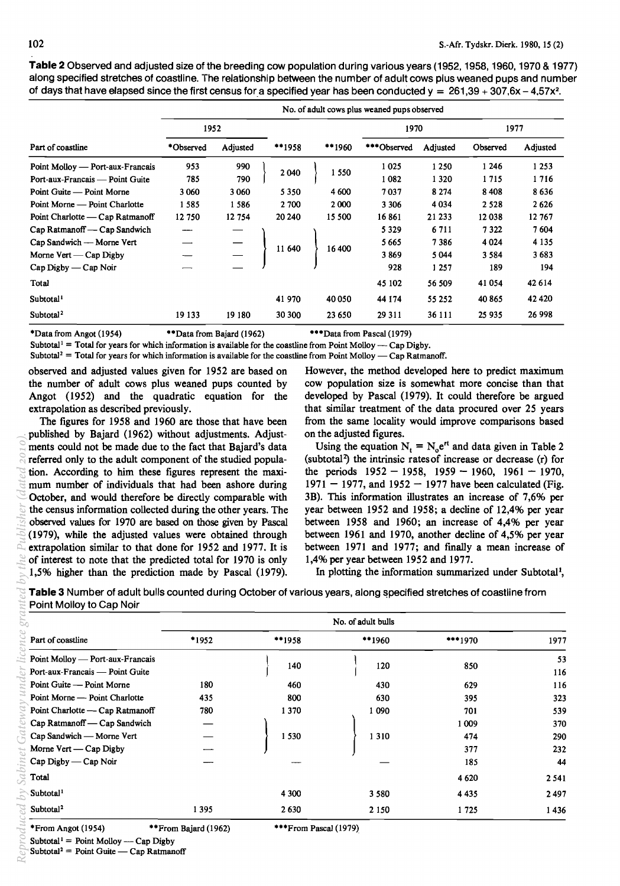**Table 2** Observed and adjusted size of the breeding cow population during various years (1952, 1958, 1960, 1970 & 1977) along specified stretches of coastline. The relationship between the number of adult cows plus weaned pups and number of days that have elapsed since the first census for a specified year has been conducted $y = 261{,}39 + 307{,}6x - 4{,}57x^2$.

| Part of coastline | No. of adult cows plus weaned pups observed | | | | | | | |
|---|---|---|---|---|---|---|---|---|
| | 1952 | | | | 1970 | | 1977 | |
| | *Observed | Adjusted | **1958 | **1960 | ***Observed | Adjusted | Observed | Adjusted |
| Point Molloy — Port-aux-Francais | 953 | 990 | 2 040 | 1 550 | 1 025 | 1 250 | 1 246 | 1 253 |
| Port-aux-Francais — Point Guite | 785 | 790 | | | 1 082 | 1 320 | 1 715 | 1 716 |
| Point Guite — Point Morne | 3 060 | 3 060 | 5 350 | 4 600 | 7 037 | 8 274 | 8 408 | 8 636 |
| Point Morne — Point Charlotte | 1 585 | 1 586 | 2 700 | 2 000 | 3 306 | 4 034 | 2 528 | 2 626 |
| Point Charlotte — Cap Ratmanoff | 12 750 | 12 754 | 20 240 | 15 500 | 16 861 | 21 233 | 12 038 | 12 767 |
| Cap Ratmanoff — Cap Sandwich | — | — | 11 640 | 16 400 | 5 329 | 6 711 | 7 322 | 7 604 |
| Cap Sandwich — Morne Vert | — | — | | | 5 665 | 7 386 | 4 024 | 4 135 |
| Morne Vert — Cap Digby | — | — | | | 3 869 | 5 044 | 3 584 | 3 683 |
| Cap Digby — Cap Noir | — | — | | | 928 | 1 257 | 189 | 194 |
| Total | | | | | 45 102 | 56 509 | 41 054 | 42 614 |
| Subtotal[1] | | | 41 970 | 40 050 | 44 174 | 55 252 | 40 865 | 42 420 |
| Subtotal[2] | 19 133 | 19 180 | 30 300 | 23 650 | 29 311 | 36 111 | 25 935 | 26 998 |

*Data from Angot (1954) **Data from Bajard (1962) ***Data from Pascal (1979)

Subtotal[1] = Total for years for which information is available for the coastline from Point Molloy — Cap Digby.

Subtotal[2] = Total for years for which information is available for the coastline from Point Molloy — Cap Ratmanoff.

observed and adjusted values given for 1952 are based on the number of adult cows plus weaned pups counted by Angot (1952) and the quadratic equation for the extrapolation as described previously.

The figures for 1958 and 1960 are those that have been published by Bajard (1962) without adjustments. Adjustments could not be made due to the fact that Bajard's data referred only to the adult component of the studied population. According to him these figures represent the maximum number of individuals that had been ashore during October, and would therefore be directly comparable with the census information collected during the other years. The observed values for 1970 are based on those given by Pascal (1979), while the adjusted values were obtained through extrapolation similar to that done for 1952 and 1977. It is of interest to note that the predicted total for 1970 is only 1,5% higher than the prediction made by Pascal (1979). However, the method developed here to predict maximum cow population size is somewhat more concise than that developed by Pascal (1979). It could therefore be argued that similar treatment of the data procured over 25 years from the same locality would improve comparisons based on the adjusted figures.

Using the equation $N_t = N_0e^{rt}$ and data given in Table 2 (subtotal[2]) the intrinsic rates of increase or decrease ($r$) for the periods 1952 — 1958, 1959 — 1960, 1961 — 1970, 1971 — 1977, and 1952 — 1977 have been calculated (Fig. 3B). This information illustrates an increase of 7,6% per year between 1952 and 1958; a decline of 12,4% per year between 1958 and 1960; an increase of 4,4% per year between 1961 and 1970, another decline of 4,5% per year between 1971 and 1977; and finally a mean increase of 1,4% per year between 1952 and 1977.

In plotting the information summarized under Subtotal[1],

**Table 3** Number of adult bulls counted during October of various years, along specified stretches of coastline from Point Molloy to Cap Noir

| Part of coastline | No. of adult bulls | | | | |
|---|---|---|---|---|---|
| | *1952 | **1958 | **1960 | ***1970 | 1977 |
| Point Molloy — Port-aux-Francais | | 140 | 120 | 850 | 53 |
| Port-aux-Francais — Point Guite | | | | | 116 |
| Point Guite — Point Morne | 180 | 460 | 430 | 629 | 116 |
| Point Morne — Point Charlotte | 435 | 800 | 630 | 395 | 323 |
| Point Charlotte — Cap Ratmanoff | 780 | 1 370 | 1 090 | 701 | 539 |
| Cap Ratmanoff — Cap Sandwich | — | 1 530 | 1 310 | 1 009 | 370 |
| Cap Sandwich — Morne Vert | — | | | 474 | 290 |
| Morne Vert — Cap Digby | — | | | 377 | 232 |
| Cap Digby — Cap Noir | — | — | — | 185 | 44 |
| Total | | | | 4 620 | 2 541 |
| Subtotal[1] | | 4 300 | 3 580 | 4 435 | 2 497 |
| Subtotal[2] | 1 395 | 2 630 | 2 150 | 1 725 | 1 436 |

*From Angot (1954) **From Bajard (1962) ***From Pascal (1979)

Subtotal[1] = Point Molloy — Cap Digby

Subtotal[2] = Point Guite — Cap Ratmanoff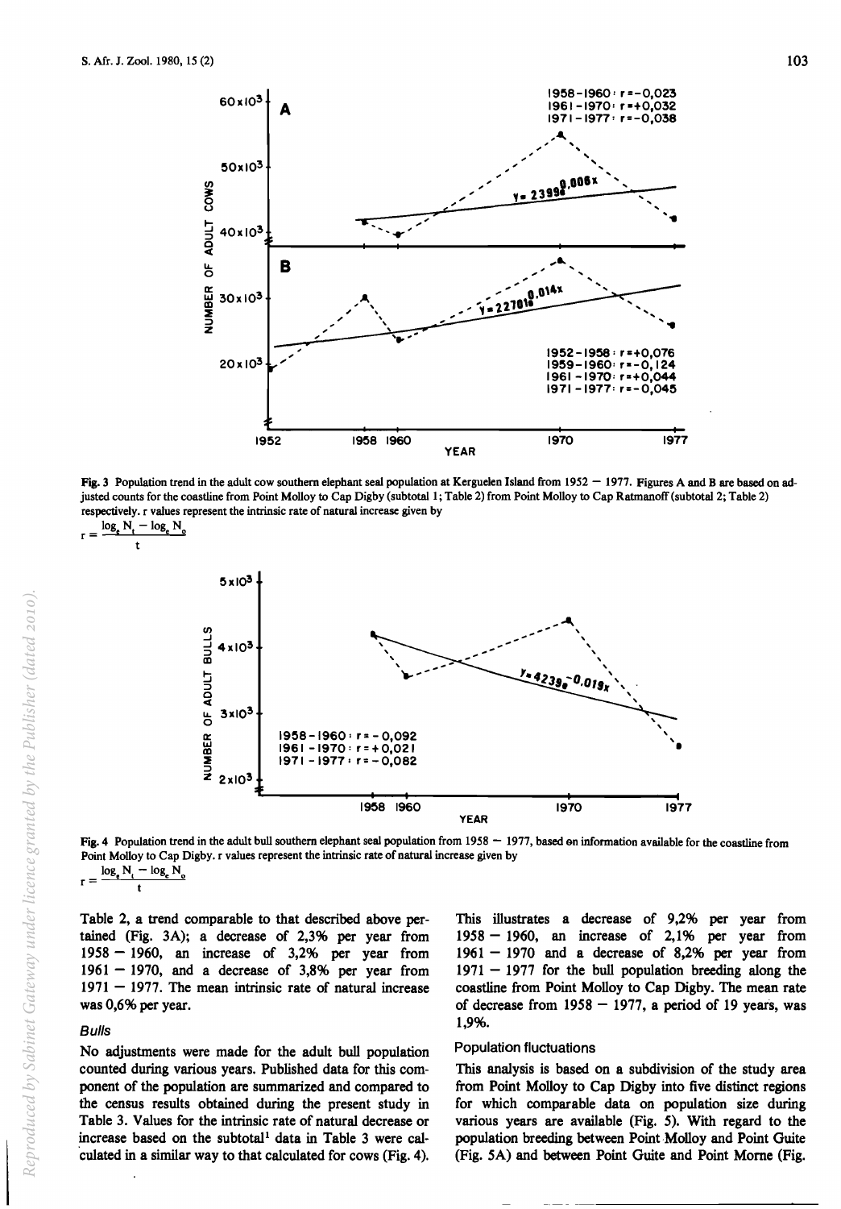Fig. 3 Population trend in the adult cow southern elephant seal population at Kerguelen Island from 1952 – 1977. Figures A and B are based on adjusted counts for the coastline from Point Molloy to Cap Digby (subtotal 1; Table 2) from Point Molloy to Cap Ratmanoff (subtotal 2; Table 2) respectively. r values represent the intrinsic rate of natural increase given by

$$r = \frac{\log_e N_t - \log_e N_o}{t}$$

Fig. 4 Population trend in the adult bull southern elephant seal population from 1958 – 1977, based on information available for the coastline from Point Molloy to Cap Digby. r values represent the intrinsic rate of natural increase given by

$$r = \frac{\log_e N_t - \log_e N_o}{t}$$

Table 2, a trend comparable to that described above pertained (Fig. 3A); a decrease of 2,3% per year from 1958 – 1960, an increase of 3,2% per year from 1961 – 1970, and a decrease of 3,8% per year from 1971 – 1977. The mean intrinsic rate of natural increase was 0,6% per year.

### *Bulls*

No adjustments were made for the adult bull population counted during various years. Published data for this component of the population are summarized and compared to the census results obtained during the present study in Table 3. Values for the intrinsic rate of natural decrease or increase based on the subtotal[1] data in Table 3 were calculated in a similar way to that calculated for cows (Fig. 4). This illustrates a decrease of 9,2% per year from 1958 – 1960, an increase of 2,1% per year from 1961 – 1970 and a decrease of 8,2% per year from 1971 – 1977 for the bull population breeding along the coastline from Point Molloy to Cap Digby. The mean rate of decrease from 1958 – 1977, a period of 19 years, was 1,9%.

### Population fluctuations

This analysis is based on a subdivision of the study area from Point Molloy to Cap Digby into five distinct regions for which comparable data on population size during various years are available (Fig. 5). With regard to the population breeding between Point Molloy and Point Guite (Fig. 5A) and between Point Guite and Point Morne (Fig.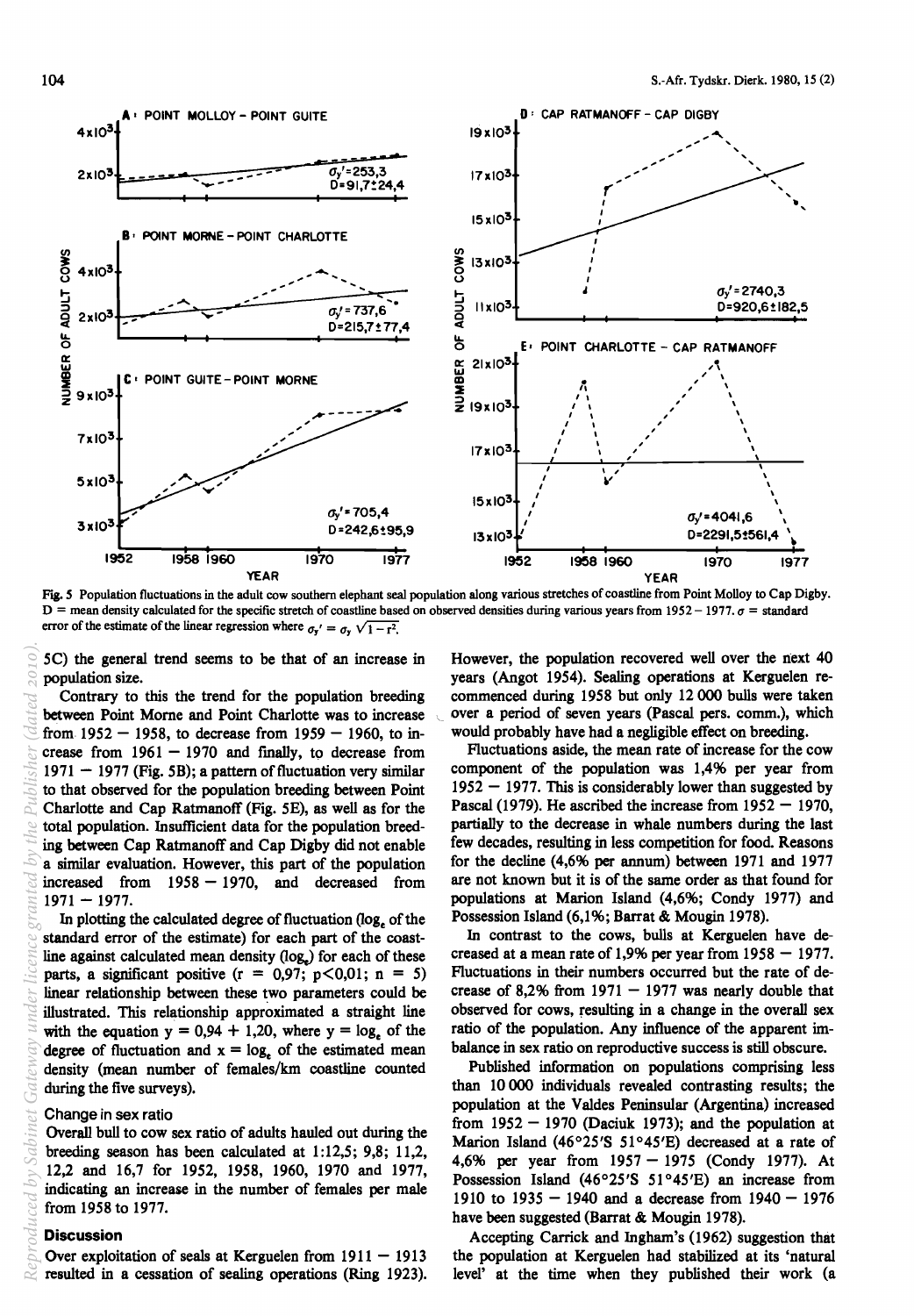Fig. 5 Population fluctuations in the adult cow southern elephant seal population along various stretches of coastline from Point Molloy to Cap Digby. D = mean density calculated for the specific stretch of coastline based on observed densities during various years from 1952 – 1977. $\sigma$ = standard error of the estimate of the linear regression where $\sigma_y' = \sigma_y \sqrt{1 - r^2}$.

5C) the general trend seems to be that of an increase in population size.

Contrary to this the trend for the population breeding between Point Morne and Point Charlotte was to increase from 1952 – 1958, to decrease from 1959 – 1960, to increase from 1961 – 1970 and finally, to decrease from 1971 – 1977 (Fig. 5B); a pattern of fluctuation very similar to that observed for the population breeding between Point Charlotte and Cap Ratmanoff (Fig. 5E), as well as for the total population. Insufficient data for the population breeding between Cap Ratmanoff and Cap Digby did not enable a similar evaluation. However, this part of the population increased from 1958 – 1970, and decreased from 1971 – 1977.

In plotting the calculated degree of fluctuation ($\log_e$ of the standard error of the estimate) for each part of the coastline against calculated mean density ($\log_e$) for each of these parts, a significant positive ($r = 0{,}97$; $p < 0{,}01$; $n = 5$) linear relationship between these two parameters could be illustrated. This relationship approximated a straight line with the equation $y = 0{,}94 + 1{,}20$, where $y = \log_e$ of the degree of fluctuation and $x = \log_e$ of the estimated mean density (mean number of females/km coastline counted during the five surveys).

### Change in sex ratio

Overall bull to cow sex ratio of adults hauled out during the breeding season has been calculated at 1:12,5; 9,8; 11,2, 12,2 and 16,7 for 1952, 1958, 1960, 1970 and 1977, indicating an increase in the number of females per male from 1958 to 1977.

## Discussion

Over exploitation of seals at Kerguelen from 1911 – 1913 resulted in a cessation of sealing operations (Ring 1923). However, the population recovered well over the next 40 years (Angot 1954). Sealing operations at Kerguelen recommenced during 1958 but only 12 000 bulls were taken over a period of seven years (Pascal pers. comm.), which would probably have had a negligible effect on breeding.

Fluctuations aside, the mean rate of increase for the cow component of the population was 1,4% per year from 1952 – 1977. This is considerably lower than suggested by Pascal (1979). He ascribed the increase from 1952 – 1970, partially to the decrease in whale numbers during the last few decades, resulting in less competition for food. Reasons for the decline (4,6% per annum) between 1971 and 1977 are not known but it is of the same order as that found for populations at Marion Island (4,6%; Condy 1977) and Possession Island (6,1%; Barrat & Mougin 1978).

In contrast to the cows, bulls at Kerguelen have decreased at a mean rate of 1,9% per year from 1958 – 1977. Fluctuations in their numbers occurred but the rate of decrease of 8,2% from 1971 – 1977 was nearly double that observed for cows, resulting in a change in the overall sex ratio of the population. Any influence of the apparent imbalance in sex ratio on reproductive success is still obscure.

Published information on populations comprising less than 10 000 individuals revealed contrasting results; the population at the Valdes Peninsular (Argentina) increased from 1952 – 1970 (Daciuk 1973); and the population at Marion Island (46°25'S 51°45'E) decreased at a rate of 4,6% per year from 1957 – 1975 (Condy 1977). At Possession Island (46°25'S 51°45'E) an increase from 1910 to 1935 – 1940 and a decrease from 1940 – 1976 have been suggested (Barrat & Mougin 1978).

Accepting Carrick and Ingham's (1962) suggestion that the population at Kerguelen had stabilized at its 'natural level' at the time when they published their work (a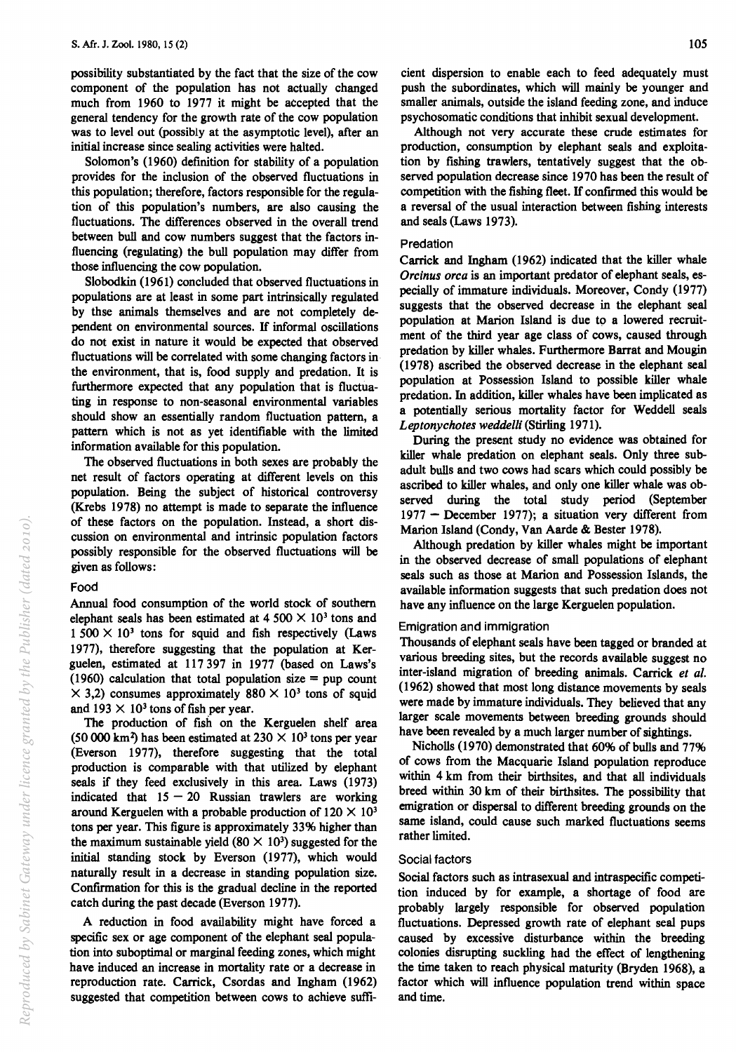possibility substantiated by the fact that the size of the cow component of the population has not actually changed much from 1960 to 1977 it might be accepted that the general tendency for the growth rate of the cow population was to level out (possibly at the asymptotic level), after an initial increase since sealing activities were halted.

Solomon's (1960) definition for stability of a population provides for the inclusion of the observed fluctuations in this population; therefore, factors responsible for the regulation of this population's numbers, are also causing the fluctuations. The differences observed in the overall trend between bull and cow numbers suggest that the factors influencing (regulating) the bull population may differ from those influencing the cow population.

Slobodkin (1961) concluded that observed fluctuations in populations are at least in some part intrinsically regulated by thse animals themselves and are not completely dependent on environmental sources. If informal oscillations do not exist in nature it would be expected that observed fluctuations will be correlated with some changing factors in the environment, that is, food supply and predation. It is furthermore expected that any population that is fluctuating in response to non-seasonal environmental variables should show an essentially random fluctuation pattern, a pattern which is not as yet identifiable with the limited information available for this population.

The observed fluctuations in both sexes are probably the net result of factors operating at different levels on this population. Being the subject of historical controversy (Krebs 1978) no attempt is made to separate the influence of these factors on the population. Instead, a short discussion on environmental and intrinsic population factors possibly responsible for the observed fluctuations will be given as follows:

### Food

Annual food consumption of the world stock of southern elephant seals has been estimated at $4\,500 \times 10^3$ tons and $1\,500 \times 10^3$ tons for squid and fish respectively (Laws 1977), therefore suggesting that the population at Kerguelen, estimated at 117 397 in 1977 (based on Laws's (1960) calculation that total population size = pup count $\times$ 3,2) consumes approximately $880 \times 10^3$ tons of squid and $193 \times 10^3$ tons of fish per year.

The production of fish on the Kerguelen shelf area (50 000 km$^2$) has been estimated at $230 \times 10^3$ tons per year (Everson 1977), therefore suggesting that the total production is comparable with that utilized by elephant seals if they feed exclusively in this area. Laws (1973) indicated that 15 – 20 Russian trawlers are working around Kerguelen with a probable production of $120 \times 10^3$ tons per year. This figure is approximately 33% higher than the maximum sustainable yield ($80 \times 10^3$) suggested for the initial standing stock by Everson (1977), which would naturally result in a decrease in standing population size. Confirmation for this is the gradual decline in the reported catch during the past decade (Everson 1977).

A reduction in food availability might have forced a specific sex or age component of the elephant seal population into suboptimal or marginal feeding zones, which might have induced an increase in mortality rate or a decrease in reproduction rate. Carrick, Csordas and Ingham (1962) suggested that competition between cows to achieve sufficient dispersion to enable each to feed adequately must push the subordinates, which will mainly be younger and smaller animals, outside the island feeding zone, and induce psychosomatic conditions that inhibit sexual development.

Although not very accurate these crude estimates for production, consumption by elephant seals and exploitation by fishing trawlers, tentatively suggest that the observed population decrease since 1970 has been the result of competition with the fishing fleet. If confirmed this would be a reversal of the usual interaction between fishing interests and seals (Laws 1973).

### Predation

Carrick and Ingham (1962) indicated that the killer whale *Orcinus orca* is an important predator of elephant seals, especially of immature individuals. Moreover, Condy (1977) suggests that the observed decrease in the elephant seal population at Marion Island is due to a lowered recruitment of the third year age class of cows, caused through predation by killer whales. Furthermore Barrat and Mougin (1978) ascribed the observed decrease in the elephant seal population at Possession Island to possible killer whale predation. In addition, killer whales have been implicated as a potentially serious mortality factor for Weddell seals *Leptonychotes weddelli* (Stirling 1971).

During the present study no evidence was obtained for killer whale predation on elephant seals. Only three subadult bulls and two cows had scars which could possibly be ascribed to killer whales, and only one killer whale was observed during the total study period (September 1977 – December 1977); a situation very different from Marion Island (Condy, Van Aarde & Bester 1978).

Although predation by killer whales might be important in the observed decrease of small populations of elephant seals such as those at Marion and Possession Islands, the available information suggests that such predation does not have any influence on the large Kerguelen population.

### Emigration and immigration

Thousands of elephant seals have been tagged or branded at various breeding sites, but the records available suggest no inter-island migration of breeding animals. Carrick *et al.* (1962) showed that most long distance movements by seals were made by immature individuals. They believed that any larger scale movements between breeding grounds should have been revealed by a much larger number of sightings.

Nicholls (1970) demonstrated that 60% of bulls and 77% of cows from the Macquarie Island population reproduce within 4 km from their birthsites, and that all individuals breed within 30 km of their birthsites. The possibility that emigration or dispersal to different breeding grounds on the same island, could cause such marked fluctuations seems rather limited.

### Social factors

Social factors such as intrasexual and intraspecific competition induced by for example, a shortage of food are probably largely responsible for observed population fluctuations. Depressed growth rate of elephant seal pups caused by excessive disturbance within the breeding colonies disrupting suckling had the effect of lengthening the time taken to reach physical maturity (Bryden 1968), a factor which will influence population trend within space and time.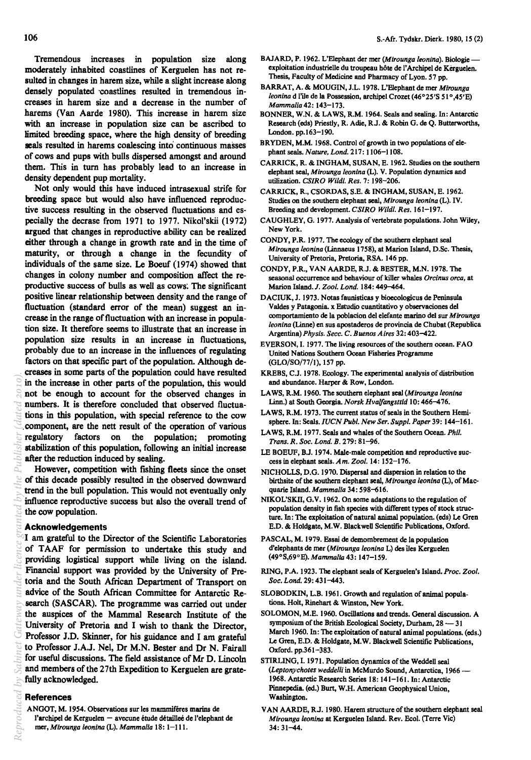Tremendous increases in population size along moderately inhabited coastlines of Kerguelen has not resulted in changes in harem size, while a slight increase along densely populated coastlines resulted in tremendous increases in harem size and a decrease in the number of harems (Van Aarde 1980). This increase in harem size with an increase in population size can be ascribed to limited breeding space, where the high density of breeding seals resulted in harems coalescing into continuous masses of cows and pups with bulls dispersed amongst and around them. This in turn has probably lead to an increase in density dependent pup mortality.

Not only would this have induced intrasexual strife for breeding space but would also have influenced reproductive success resulting in the observed fluctuations and especially the decrase from 1971 to 1977. Nikol'skii (1972) argued that changes in reproductive ability can be realized either through a change in growth rate and in the time of maturity, or through a change in the fecundity of individuals of the same size. Le Boeuf (1974) showed that changes in colony number and composition affect the reproductive success of bulls as well as cows. The significant positive linear relationship between density and the range of fluctuation (standard error of the mean) suggest an increase in the range of fluctuation with an increase in population size. It therefore seems to illustrate that an increase in population size results in an increase in fluctuations, probably due to an increase in the influences of regulating factors on that specific part of the population. Although decreases in some parts of the population could have resulted in the increase in other parts of the population, this would not be enough to account for the observed changes in numbers. It is therefore concluded that observed fluctuations in this population, with special reference to the cow component, are the nett result of the operation of various regulatory factors on the population; promoting stabilization of this population, following an initial increase after the reduction induced by sealing.

However, competition with fishing fleets since the onset of this decade possibly resulted in the observed downward trend in the bull population. This would not eventually only influence reproductive success but also the overall trend of the cow population.

## Acknowledgements

I am grateful to the Director of the Scientific Laboratories of TAAF for permission to undertake this study and providing logistical support while living on the island. Financial support was provided by the University of Pretoria and the South African Department of Transport on advice of the South African Committee for Antarctic Research (SASCAR). The programme was carried out under the auspices of the Mammal Research Institute of the University of Pretoria and I wish to thank the Director, Professor J.D. Skinner, for his guidance and I am grateful to Professor J.A.J. Nel, Dr M.N. Bester and Dr N. Fairall for useful discussions. The field assistance of Mr D. Lincoln and members of the 27th Expedition to Kerguelen are gratefully acknowledged.

## References

ANGOT, M. 1954. Observations sur les mammiféres marins de l'archipel de Kerguelen — avecune étude détailleé de l'elephant de mer, *Mirounga leonina* (L). *Mammalia* 18: 1–111.

BAJARD, P. 1962. L'Elephant der mer (*Mirounga leonina*). Biologie — exploitation industrielle du troupeau hôte de l'Archipel de Kerguelen. Thesis, Faculty of Medicine and Pharmacy of Lyon. 57 pp.

BARRAT, A. & MOUGIN, J.L. 1978. L'Elephant de mer *Mirounga leonina* d l'ile de la Possession, archipel Crozet (46°25'S 51°,45'E) *Mammalia* 42: 143–173.

BONNER, W.N. & LAWS, R.M. 1964. Seals and sealing. In: Antarctic Research (eds) Priestly, R. Adie, R.J. & Robin G. de Q. Butterworths, London. pp.163–190.

BRYDEN, M.M. 1968. Control of growth in two populations of elephant seals. *Nature, Lond.* 217: 1106–1108.

CARRICK, R. & INGHAM, SUSAN, E. 1962. Studies on the southern elephant seal, *Mirounga leonina* (L). V. Population dynamics and utilization. *CSIRO Wildl. Res.* 7: 198–206.

CARRICK, R., CSORDAS, S.E. & INGHAM, SUSAN, E. 1962. Studies on the southern elephant seal, *Mirounga leonina* (L). IV. Breeding and development. *CSIRO Wildl. Res.* 161–197.

CAUGHLEY, G. 1977. Analysis of vertebrate populations. John Wiley, New York.

CONDY, P.R. 1977. The ecology of the southern elephant seal *Mirounga leonina* (Linnaeus 1758), at Marion Island, D.Sc. Thesis, University of Pretoria, Pretoria, RSA. 146 pp.

CONDY, P.R., VAN AARDE, R.J. & BESTER, M.N. 1978. The seasonal occurrence and behaviour of killer whales *Orcinus orca*, at Marion Island. *J. Zool. Lond.* 184: 449–464.

DACIUK, J. 1973. Notas faunisticas y bioecologicus de Peninsula Valdes y Patagonia. x Estudio cuantitativo y observaciones del comportamiento de la poblacion del elefante marino del sur *Mirounga leonina* (Linne) en sus apostaderos de provincia de Chubat (Republica Argentina) *Physis. Secc. C. Buenos Aires* 32: 403–422.

EVERSON, I. 1977. The living resources of the southern ocean. FAO United Nations Southern Ocean Fisheries Programme (GLO/SO/77/1), 157 pp.

KREBS, C.J. 1978. Ecology. The experimental analysis of distribution and abundance. Harper & Row, London.

LAWS, R.M. 1960. The southern elephant seal (*Mirounga leonina* Linn.) at South Georgia. *Norsk Hvalfangsttid* 10: 466–476.

LAWS, R.M. 1973. The current status of seals in the Southern Hemisphere. In: Seals. *IUCN Publ. New Ser. Suppl. Paper* 39: 144–161.

LAWS, R.M. 1977. Seals and whales of the Southern Ocean. *Phil. Trans. R. Soc. Lond. B.* 279: 81–96.

LE BOEUF, B.J. 1974. Male-male competition and reproductive success in elephant seals. *Am. Zool.* 14: 152–176.

NICHOLLS, D.G. 1970. Dispersal and dispersion in relation to the birthsite of the southern elephant seal, *Mirounga leonina* (L), of Macquarie Island. *Mammalia* 34: 598–616.

NIKOL'SKII, G.V. 1962. On some adaptations to the regulation of population density in fish species with different types of stock structure. In: The exploitation of natural animal population. (eds) Le Gren E.D. & Holdgate, M.W. Blackwell Scientific Publications, Oxford.

PASCAL, M. 1979. Essai de demombrement de la population d'elephants de mer (*Mirounga leonina* L) des iles Kerguelen (49°S,69°E). *Mammalia* 43: 147–159.

RING, P.A. 1923. The elephant seals of Kerguelen's Island. *Proc. Zool. Soc. Lond.* 29: 431–443.

SLOBODKIN, L.B. 1961. Growth and regulation of animal populations. Holt, Rinehart & Winston, New York.

SOLOMON, M.E. 1960. Oscillations and trends. General discussion. A symposium of the British Ecological Society, Durham, 28 — 31 March 1960. In: The exploitation of natural animal populations. (eds.) Le Gren, E.D. & Holdgate, M.W. Blackwell Scientific Publications, Oxford. pp.361–383.

STIRLING, I. 1971. Population dynamics of the Weddell seal (*Leptonychotes weddelli* in McMurdo Sound, Antarctica, 1966 — 1968. Antarctic Research Series 18: 141–161. In: Antarctic Pinnepedia. (ed.) Burt, W.H. American Geophysical Union, Washington.

VAN AARDE, R.J. 1980. Harem structure of the southern elephant seal *Mirounga leonina* at Kerguelen Island. Rev. Ecol. (Terre Vic) 34: 31–44.